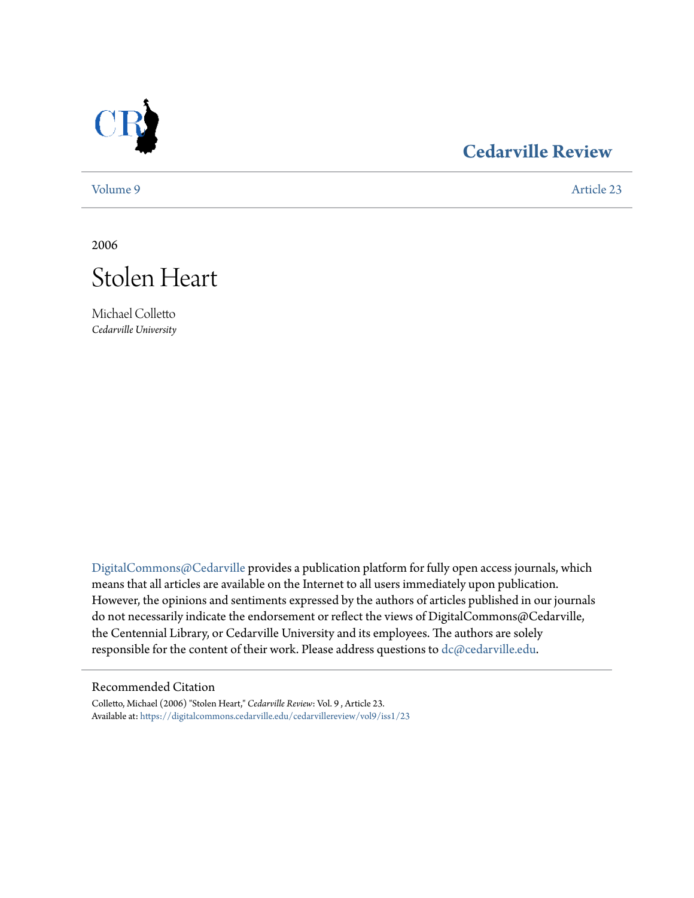Cedarville Review

Volume 9 | Article 23

2006

# Stolen Heart

Michael Colletto
*Cedarville University*

DigitalCommons@Cedarville provides a publication platform for fully open access journals, which means that all articles are available on the Internet to all users immediately upon publication. However, the opinions and sentiments expressed by the authors of articles published in our journals do not necessarily indicate the endorsement or reflect the views of DigitalCommons@Cedarville, the Centennial Library, or Cedarville University and its employees. The authors are solely responsible for the content of their work. Please address questions to dc@cedarville.edu.

## Recommended Citation

Colletto, Michael (2006) "Stolen Heart," *Cedarville Review*: Vol. 9 , Article 23.
Available at: https://digitalcommons.cedarville.edu/cedarvillereview/vol9/iss1/23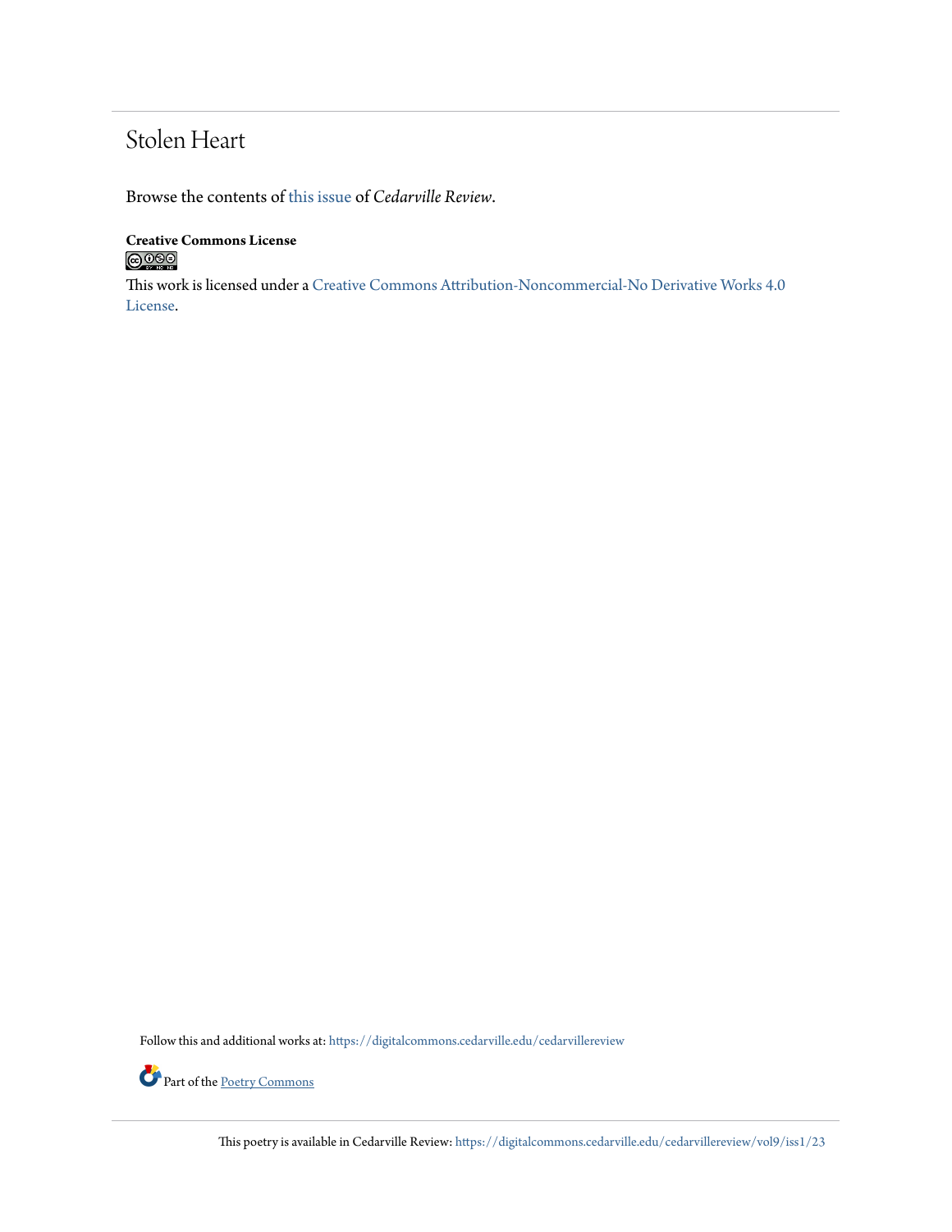# Stolen Heart

Browse the contents of this issue of *Cedarville Review*.

**Creative Commons License**

This work is licensed under a Creative Commons Attribution-Noncommercial-No Derivative Works 4.0 License.

Follow this and additional works at: https://digitalcommons.cedarville.edu/cedarvillereview

Part of the Poetry Commons

This poetry is available in Cedarville Review: https://digitalcommons.cedarville.edu/cedarvillereview/vol9/iss1/23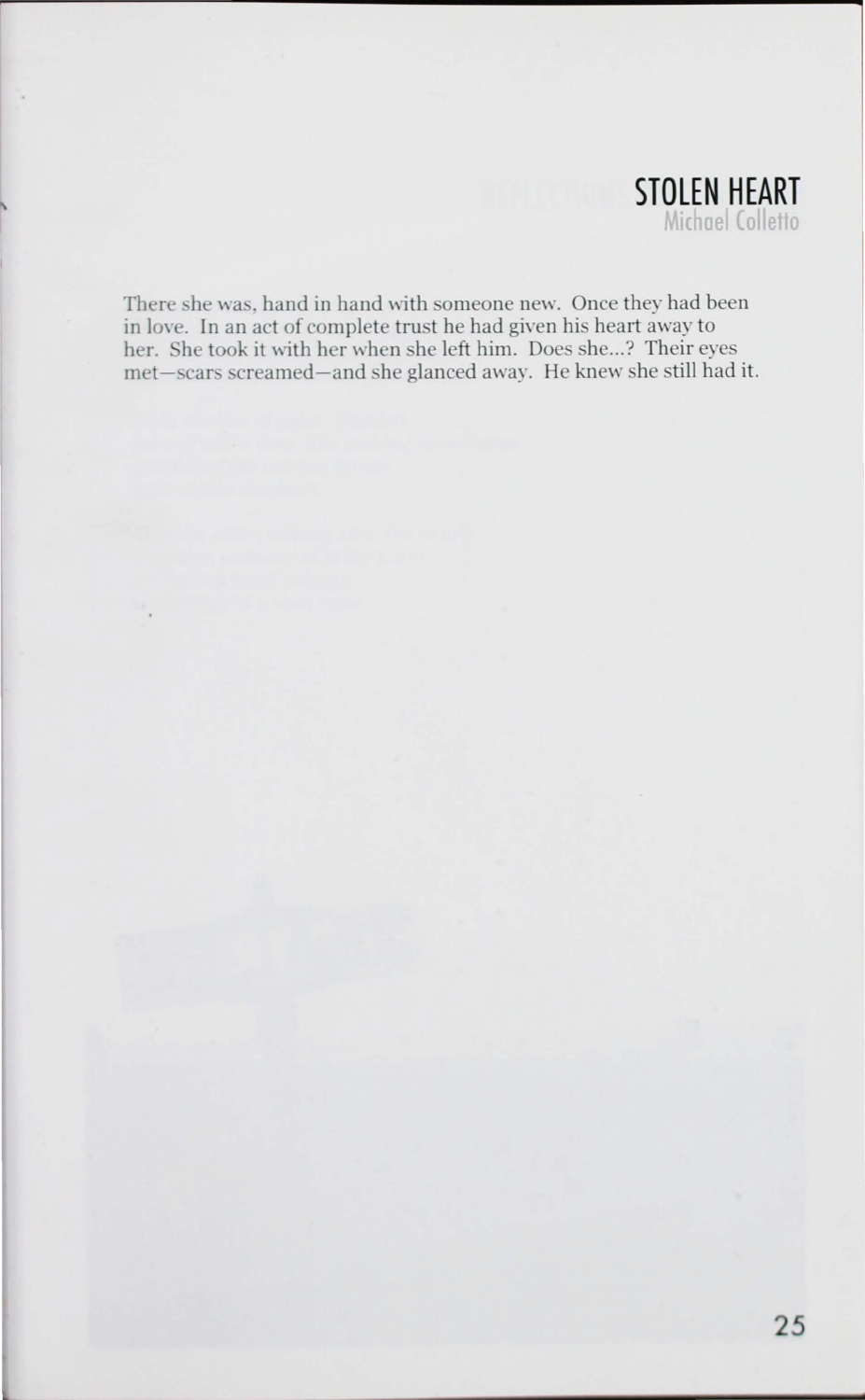## STOLEN HEART

Michael Colletto

There she was, hand in hand with someone new. Once they had been in love. In an act of complete trust he had given his heart away to her. She took it with her when she left him. Does she...? Their eyes met—scars screamed—and she glanced away. He knew she still had it.